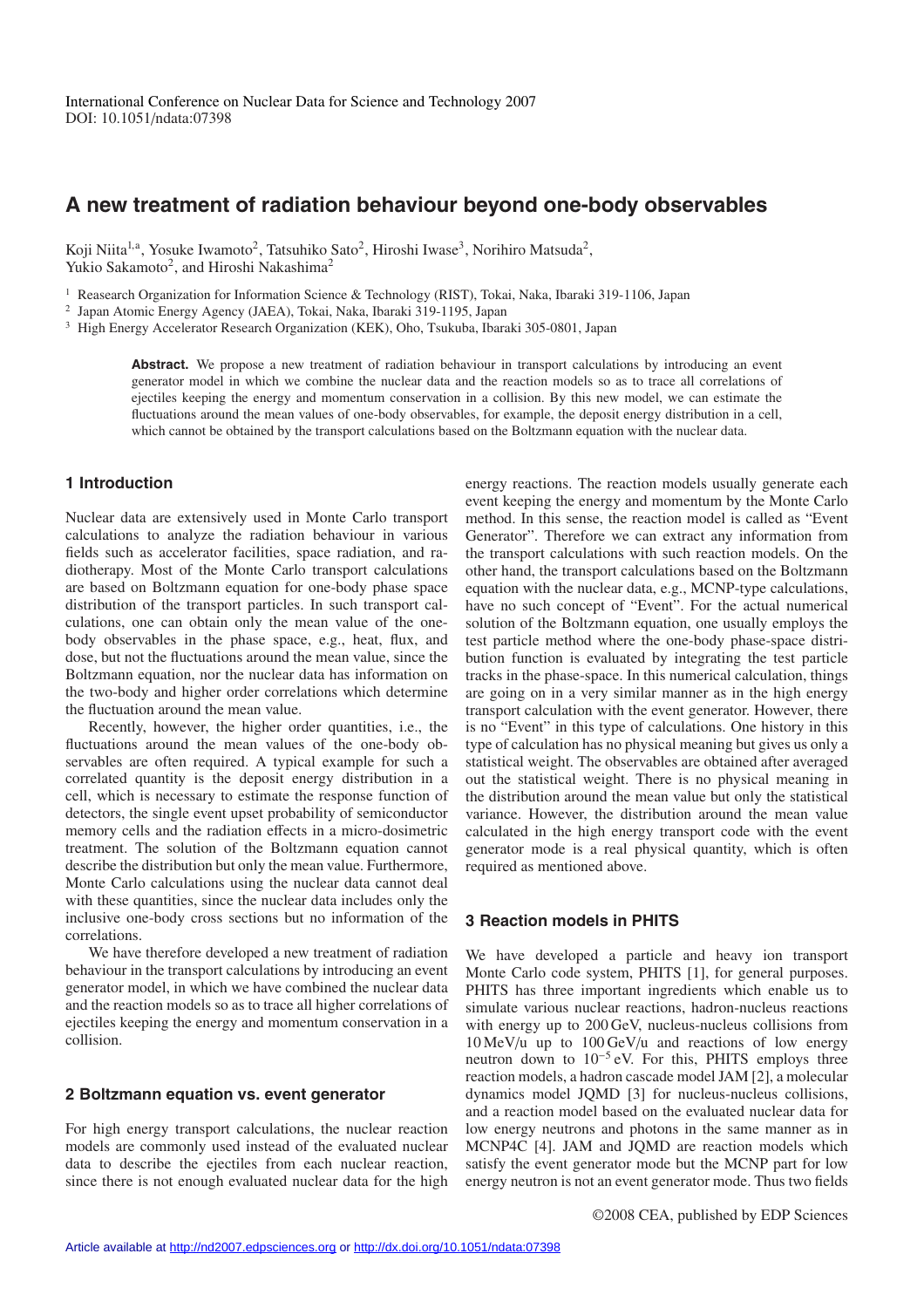International Conference on Nuclear Data for Science and Technology 2007
DOI: 10.1051/ndata:07398

# A new treatment of radiation behaviour beyond one-body observables

Koji Niita[1,a], Yosuke Iwamoto[2], Tatsuhiko Sato[2], Hiroshi Iwase[3], Norihiro Matsuda[2], Yukio Sakamoto[2], and Hiroshi Nakashima[2]

[1] Reasearch Organization for Information Science & Technology (RIST), Tokai, Naka, Ibaraki 319-1106, Japan
[2] Japan Atomic Energy Agency (JAEA), Tokai, Naka, Ibaraki 319-1195, Japan
[3] High Energy Accelerator Research Organization (KEK), Oho, Tsukuba, Ibaraki 305-0801, Japan

**Abstract.** We propose a new treatment of radiation behaviour in transport calculations by introducing an event generator model in which we combine the nuclear data and the reaction models so as to trace all correlations of ejectiles keeping the energy and momentum conservation in a collision. By this new model, we can estimate the fluctuations around the mean values of one-body observables, for example, the deposit energy distribution in a cell, which cannot be obtained by the transport calculations based on the Boltzmann equation with the nuclear data.

## 1 Introduction

Nuclear data are extensively used in Monte Carlo transport calculations to analyze the radiation behaviour in various fields such as accelerator facilities, space radiation, and radiotherapy. Most of the Monte Carlo transport calculations are based on Boltzmann equation for one-body phase space distribution of the transport particles. In such transport calculations, one can obtain only the mean value of the one-body observables in the phase space, e.g., heat, flux, and dose, but not the fluctuations around the mean value, since the Boltzmann equation, nor the nuclear data has information on the two-body and higher order correlations which determine the fluctuation around the mean value.

Recently, however, the higher order quantities, i.e., the fluctuations around the mean values of the one-body observables are often required. A typical example for such a correlated quantity is the deposit energy distribution in a cell, which is necessary to estimate the response function of detectors, the single event upset probability of semiconductor memory cells and the radiation effects in a micro-dosimetric treatment. The solution of the Boltzmann equation cannot describe the distribution but only the mean value. Furthermore, Monte Carlo calculations using the nuclear data cannot deal with these quantities, since the nuclear data includes only the inclusive one-body cross sections but no information of the correlations.

We have therefore developed a new treatment of radiation behaviour in the transport calculations by introducing an event generator model, in which we have combined the nuclear data and the reaction models so as to trace all higher correlations of ejectiles keeping the energy and momentum conservation in a collision.

## 2 Boltzmann equation vs. event generator

For high energy transport calculations, the nuclear reaction models are commonly used instead of the evaluated nuclear data to describe the ejectiles from each nuclear reaction, since there is not enough evaluated nuclear data for the high energy reactions. The reaction models usually generate each event keeping the energy and momentum by the Monte Carlo method. In this sense, the reaction model is called as "Event Generator". Therefore we can extract any information from the transport calculations with such reaction models. On the other hand, the transport calculations based on the Boltzmann equation with the nuclear data, e.g., MCNP-type calculations, have no such concept of "Event". For the actual numerical solution of the Boltzmann equation, one usually employs the test particle method where the one-body phase-space distribution function is evaluated by integrating the test particle tracks in the phase-space. In this numerical calculation, things are going on in a very similar manner as in the high energy transport calculation with the event generator. However, there is no "Event" in this type of calculations. One history in this type of calculation has no physical meaning but gives us only a statistical weight. The observables are obtained after averaged out the statistical weight. There is no physical meaning in the distribution around the mean value but only the statistical variance. However, the distribution around the mean value calculated in the high energy transport code with the event generator mode is a real physical quantity, which is often required as mentioned above.

## 3 Reaction models in PHITS

We have developed a particle and heavy ion transport Monte Carlo code system, PHITS [1], for general purposes. PHITS has three important ingredients which enable us to simulate various nuclear reactions, hadron-nucleus reactions with energy up to 200 GeV, nucleus-nucleus collisions from 10 MeV/u up to 100 GeV/u and reactions of low energy neutron down to $10^{-5}$ eV. For this, PHITS employs three reaction models, a hadron cascade model JAM [2], a molecular dynamics model JQMD [3] for nucleus-nucleus collisions, and a reaction model based on the evaluated nuclear data for low energy neutrons and photons in the same manner as in MCNP4C [4]. JAM and JQMD are reaction models which satisfy the event generator mode but the MCNP part for low energy neutron is not an event generator mode. Thus two fields

©2008 CEA, published by EDP Sciences

Article available at http://nd2007.edpsciences.org or http://dx.doi.org/10.1051/ndata:07398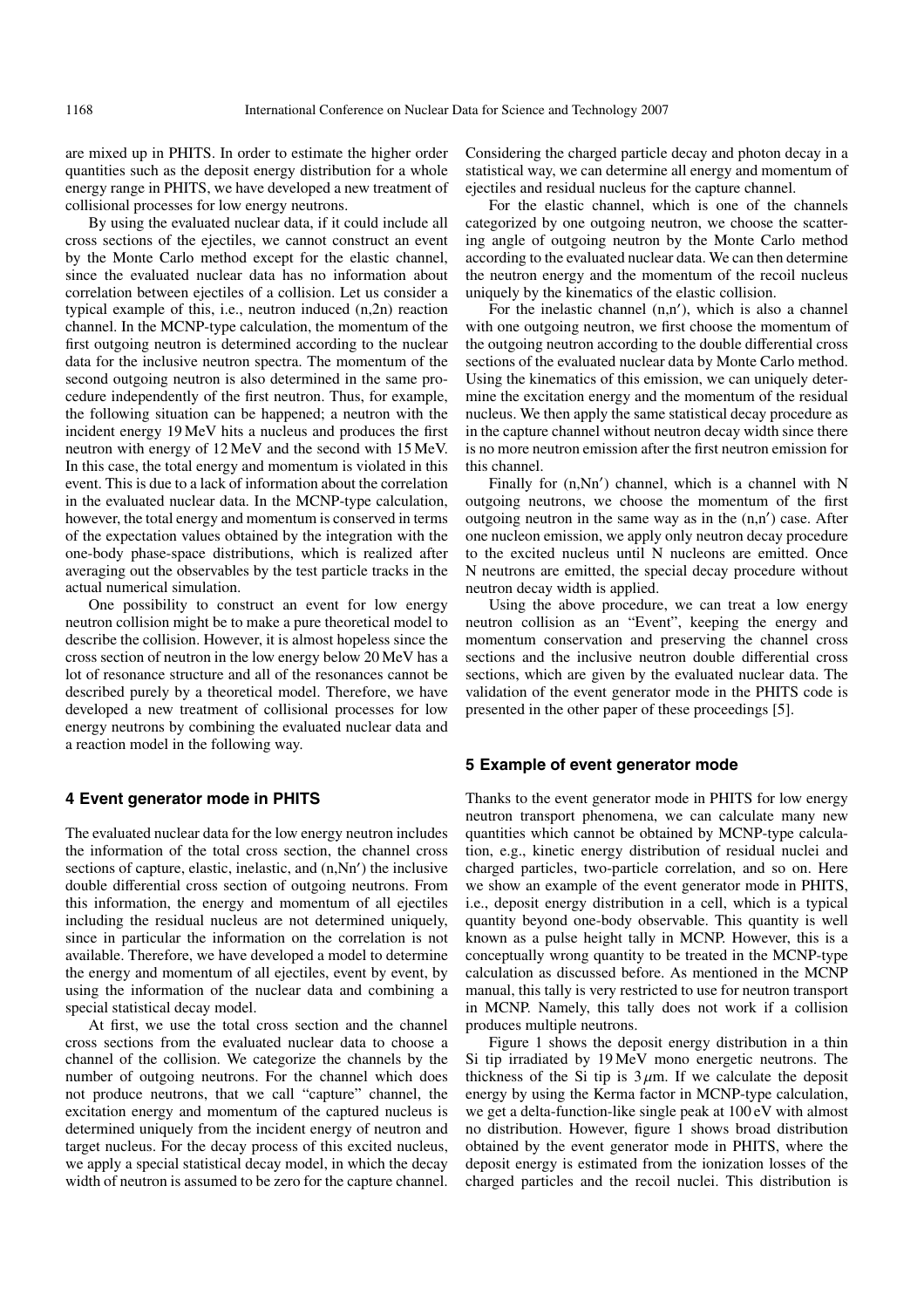are mixed up in PHITS. In order to estimate the higher order quantities such as the deposit energy distribution for a whole energy range in PHITS, we have developed a new treatment of collisional processes for low energy neutrons.

By using the evaluated nuclear data, if it could include all cross sections of the ejectiles, we cannot construct an event by the Monte Carlo method except for the elastic channel, since the evaluated nuclear data has no information about correlation between ejectiles of a collision. Let us consider a typical example of this, i.e., neutron induced (n,2n) reaction channel. In the MCNP-type calculation, the momentum of the first outgoing neutron is determined according to the nuclear data for the inclusive neutron spectra. The momentum of the second outgoing neutron is also determined in the same procedure independently of the first neutron. Thus, for example, the following situation can be happened; a neutron with the incident energy 19 MeV hits a nucleus and produces the first neutron with energy of 12 MeV and the second with 15 MeV. In this case, the total energy and momentum is violated in this event. This is due to a lack of information about the correlation in the evaluated nuclear data. In the MCNP-type calculation, however, the total energy and momentum is conserved in terms of the expectation values obtained by the integration with the one-body phase-space distributions, which is realized after averaging out the observables by the test particle tracks in the actual numerical simulation.

One possibility to construct an event for low energy neutron collision might be to make a pure theoretical model to describe the collision. However, it is almost hopeless since the cross section of neutron in the low energy below 20 MeV has a lot of resonance structure and all of the resonances cannot be described purely by a theoretical model. Therefore, we have developed a new treatment of collisional processes for low energy neutrons by combining the evaluated nuclear data and a reaction model in the following way.

## 4 Event generator mode in PHITS

The evaluated nuclear data for the low energy neutron includes the information of the total cross section, the channel cross sections of capture, elastic, inelastic, and (n,Nn′) the inclusive double differential cross section of outgoing neutrons. From this information, the energy and momentum of all ejectiles including the residual nucleus are not determined uniquely, since in particular the information on the correlation is not available. Therefore, we have developed a model to determine the energy and momentum of all ejectiles, event by event, by using the information of the nuclear data and combining a special statistical decay model.

At first, we use the total cross section and the channel cross sections from the evaluated nuclear data to choose a channel of the collision. We categorize the channels by the number of outgoing neutrons. For the channel which does not produce neutrons, that we call "capture" channel, the excitation energy and momentum of the captured nucleus is determined uniquely from the incident energy of neutron and target nucleus. For the decay process of this excited nucleus, we apply a special statistical decay model, in which the decay width of neutron is assumed to be zero for the capture channel. Considering the charged particle decay and photon decay in a statistical way, we can determine all energy and momentum of ejectiles and residual nucleus for the capture channel.

For the elastic channel, which is one of the channels categorized by one outgoing neutron, we choose the scattering angle of outgoing neutron by the Monte Carlo method according to the evaluated nuclear data. We can then determine the neutron energy and the momentum of the recoil nucleus uniquely by the kinematics of the elastic collision.

For the inelastic channel (n,n′), which is also a channel with one outgoing neutron, we first choose the momentum of the outgoing neutron according to the double differential cross sections of the evaluated nuclear data by Monte Carlo method. Using the kinematics of this emission, we can uniquely determine the excitation energy and the momentum of the residual nucleus. We then apply the same statistical decay procedure as in the capture channel without neutron decay width since there is no more neutron emission after the first neutron emission for this channel.

Finally for (n,Nn′) channel, which is a channel with N outgoing neutrons, we choose the momentum of the first outgoing neutron in the same way as in the (n,n′) case. After one nucleon emission, we apply only neutron decay procedure to the excited nucleus until N nucleons are emitted. Once N neutrons are emitted, the special decay procedure without neutron decay width is applied.

Using the above procedure, we can treat a low energy neutron collision as an "Event", keeping the energy and momentum conservation and preserving the channel cross sections and the inclusive neutron double differential cross sections, which are given by the evaluated nuclear data. The validation of the event generator mode in the PHITS code is presented in the other paper of these proceedings [5].

## 5 Example of event generator mode

Thanks to the event generator mode in PHITS for low energy neutron transport phenomena, we can calculate many new quantities which cannot be obtained by MCNP-type calculation, e.g., kinetic energy distribution of residual nuclei and charged particles, two-particle correlation, and so on. Here we show an example of the event generator mode in PHITS, i.e., deposit energy distribution in a cell, which is a typical quantity beyond one-body observable. This quantity is well known as a pulse height tally in MCNP. However, this is a conceptually wrong quantity to be treated in the MCNP-type calculation as discussed before. As mentioned in the MCNP manual, this tally is very restricted to use for neutron transport in MCNP. Namely, this tally does not work if a collision produces multiple neutrons.

Figure 1 shows the deposit energy distribution in a thin Si tip irradiated by 19 MeV mono energetic neutrons. The thickness of the Si tip is $3\,\mu$m. If we calculate the deposit energy by using the Kerma factor in MCNP-type calculation, we get a delta-function-like single peak at 100 eV with almost no distribution. However, figure 1 shows broad distribution obtained by the event generator mode in PHITS, where the deposit energy is estimated from the ionization losses of the charged particles and the recoil nuclei. This distribution is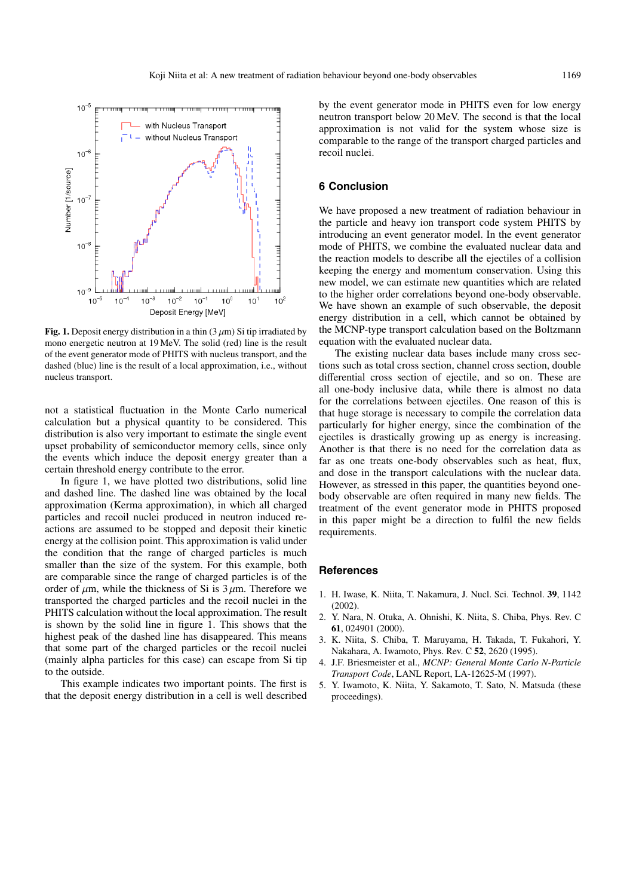$10^{-5}$

$10^{-6}$

$10^{-7}$

$10^{-8}$

$10^{-9}$

Number [1/source]

with Nucleus Transport

without Nucleus Transport

$10^{-5}$ $10^{-4}$ $10^{-3}$ $10^{-2}$ $10^{-1}$ $10^{0}$ $10^{1}$ $10^{2}$

Deposit Energy [MeV]

**Fig. 1.** Deposit energy distribution in a thin (3 $\mu$m) Si tip irradiated by mono energetic neutron at 19 MeV. The solid (red) line is the result of the event generator mode of PHITS with nucleus transport, and the dashed (blue) line is the result of a local approximation, i.e., without nucleus transport.

not a statistical fluctuation in the Monte Carlo numerical calculation but a physical quantity to be considered. This distribution is also very important to estimate the single event upset probability of semiconductor memory cells, since only the events which induce the deposit energy greater than a certain threshold energy contribute to the error.

In figure 1, we have plotted two distributions, solid line and dashed line. The dashed line was obtained by the local approximation (Kerma approximation), in which all charged particles and recoil nuclei produced in neutron induced reactions are assumed to be stopped and deposit their kinetic energy at the collision point. This approximation is valid under the condition that the range of charged particles is much smaller than the size of the system. For this example, both are comparable since the range of charged particles is of the order of $\mu$m, while the thickness of Si is 3 $\mu$m. Therefore we transported the charged particles and the recoil nuclei in the PHITS calculation without the local approximation. The result is shown by the solid line in figure 1. This shows that the highest peak of the dashed line has disappeared. This means that some part of the charged particles or the recoil nuclei (mainly alpha particles for this case) can escape from Si tip to the outside.

This example indicates two important points. The first is that the deposit energy distribution in a cell is well described by the event generator mode in PHITS even for low energy neutron transport below 20 MeV. The second is that the local approximation is not valid for the system whose size is comparable to the range of the transport charged particles and recoil nuclei.

## 6 Conclusion

We have proposed a new treatment of radiation behaviour in the particle and heavy ion transport code system PHITS by introducing an event generator model. In the event generator mode of PHITS, we combine the evaluated nuclear data and the reaction models to describe all the ejectiles of a collision keeping the energy and momentum conservation. Using this new model, we can estimate new quantities which are related to the higher order correlations beyond one-body observable. We have shown an example of such observable, the deposit energy distribution in a cell, which cannot be obtained by the MCNP-type transport calculation based on the Boltzmann equation with the evaluated nuclear data.

The existing nuclear data bases include many cross sections such as total cross section, channel cross section, double differential cross section of ejectile, and so on. These are all one-body inclusive data, while there is almost no data for the correlations between ejectiles. One reason of this is that huge storage is necessary to compile the correlation data particularly for higher energy, since the combination of the ejectiles is drastically growing up as energy is increasing. Another is that there is no need for the correlation data as far as one treats one-body observables such as heat, flux, and dose in the transport calculations with the nuclear data. However, as stressed in this paper, the quantities beyond one-body observable are often required in many new fields. The treatment of the event generator mode in PHITS proposed in this paper might be a direction to fulfil the new fields requirements.

## References

1. H. Iwase, K. Niita, T. Nakamura, J. Nucl. Sci. Technol. **39**, 1142 (2002).
2. Y. Nara, N. Otuka, A. Ohnishi, K. Niita, S. Chiba, Phys. Rev. C **61**, 024901 (2000).
3. K. Niita, S. Chiba, T. Maruyama, H. Takada, T. Fukahori, Y. Nakahara, A. Iwamoto, Phys. Rev. C **52**, 2620 (1995).
4. J.F. Briesmeister et al., *MCNP: General Monte Carlo N-Particle Transport Code*, LANL Report, LA-12625-M (1997).
5. Y. Iwamoto, K. Niita, Y. Sakamoto, T. Sato, N. Matsuda (these proceedings).